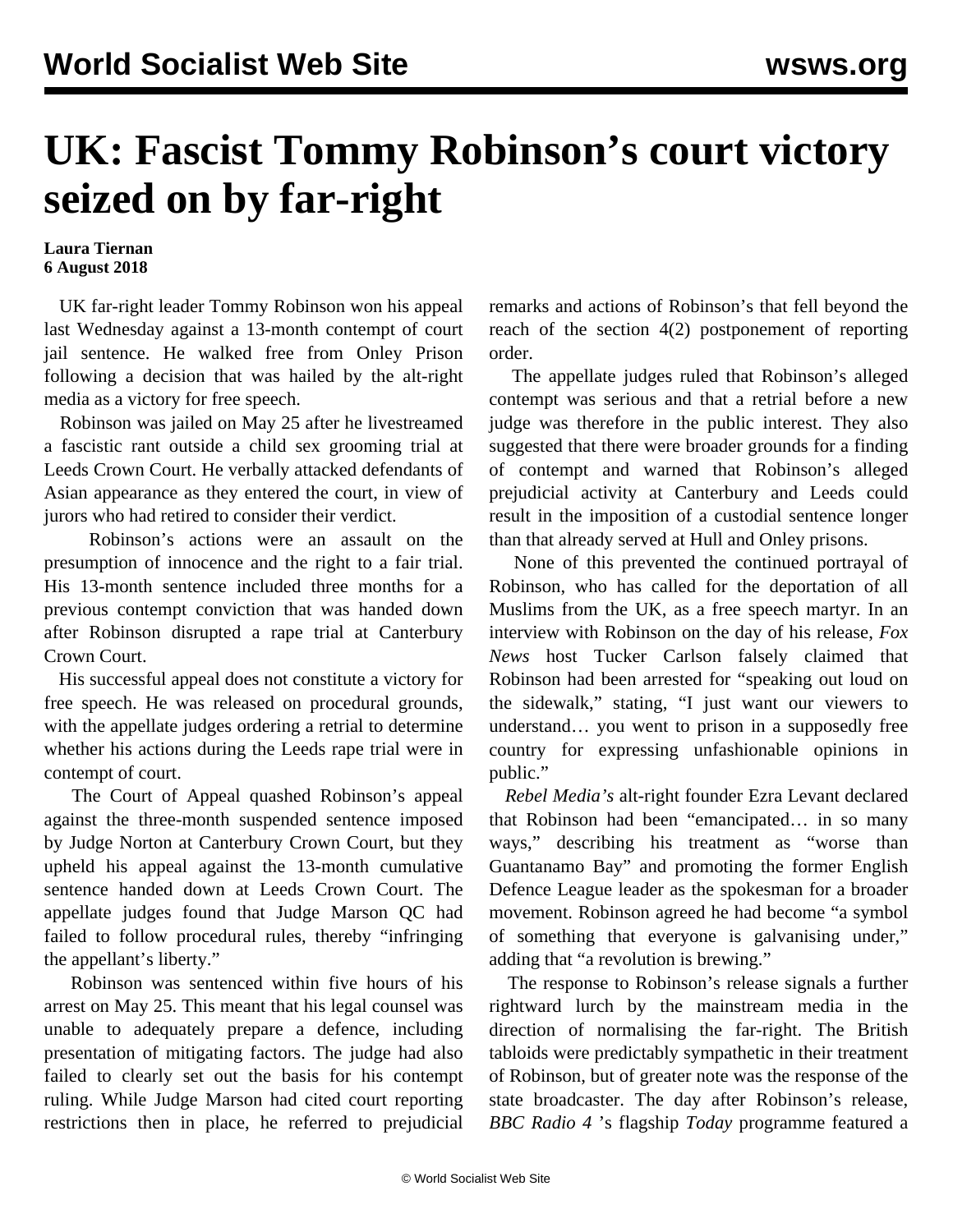# UK: Fascist Tommy Robinson's court victory seized on by far-right

**Laura Tiernan**
**6 August 2018**

UK far-right leader Tommy Robinson won his appeal last Wednesday against a 13-month contempt of court jail sentence. He walked free from Onley Prison following a decision that was hailed by the alt-right media as a victory for free speech.

Robinson was jailed on May 25 after he livestreamed a fascistic rant outside a child sex grooming trial at Leeds Crown Court. He verbally attacked defendants of Asian appearance as they entered the court, in view of jurors who had retired to consider their verdict.

Robinson's actions were an assault on the presumption of innocence and the right to a fair trial. His 13-month sentence included three months for a previous contempt conviction that was handed down after Robinson disrupted a rape trial at Canterbury Crown Court.

His successful appeal does not constitute a victory for free speech. He was released on procedural grounds, with the appellate judges ordering a retrial to determine whether his actions during the Leeds rape trial were in contempt of court.

The Court of Appeal quashed Robinson's appeal against the three-month suspended sentence imposed by Judge Norton at Canterbury Crown Court, but they upheld his appeal against the 13-month cumulative sentence handed down at Leeds Crown Court. The appellate judges found that Judge Marson QC had failed to follow procedural rules, thereby "infringing the appellant's liberty."

Robinson was sentenced within five hours of his arrest on May 25. This meant that his legal counsel was unable to adequately prepare a defence, including presentation of mitigating factors. The judge had also failed to clearly set out the basis for his contempt ruling. While Judge Marson had cited court reporting restrictions then in place, he referred to prejudicial remarks and actions of Robinson's that fell beyond the reach of the section 4(2) postponement of reporting order.

The appellate judges ruled that Robinson's alleged contempt was serious and that a retrial before a new judge was therefore in the public interest. They also suggested that there were broader grounds for a finding of contempt and warned that Robinson's alleged prejudicial activity at Canterbury and Leeds could result in the imposition of a custodial sentence longer than that already served at Hull and Onley prisons.

None of this prevented the continued portrayal of Robinson, who has called for the deportation of all Muslims from the UK, as a free speech martyr. In an interview with Robinson on the day of his release, *Fox News* host Tucker Carlson falsely claimed that Robinson had been arrested for "speaking out loud on the sidewalk," stating, "I just want our viewers to understand… you went to prison in a supposedly free country for expressing unfashionable opinions in public."

*Rebel Media's* alt-right founder Ezra Levant declared that Robinson had been "emancipated… in so many ways," describing his treatment as "worse than Guantanamo Bay" and promoting the former English Defence League leader as the spokesman for a broader movement. Robinson agreed he had become "a symbol of something that everyone is galvanising under," adding that "a revolution is brewing."

The response to Robinson's release signals a further rightward lurch by the mainstream media in the direction of normalising the far-right. The British tabloids were predictably sympathetic in their treatment of Robinson, but of greater note was the response of the state broadcaster. The day after Robinson's release, *BBC Radio 4* 's flagship *Today* programme featured a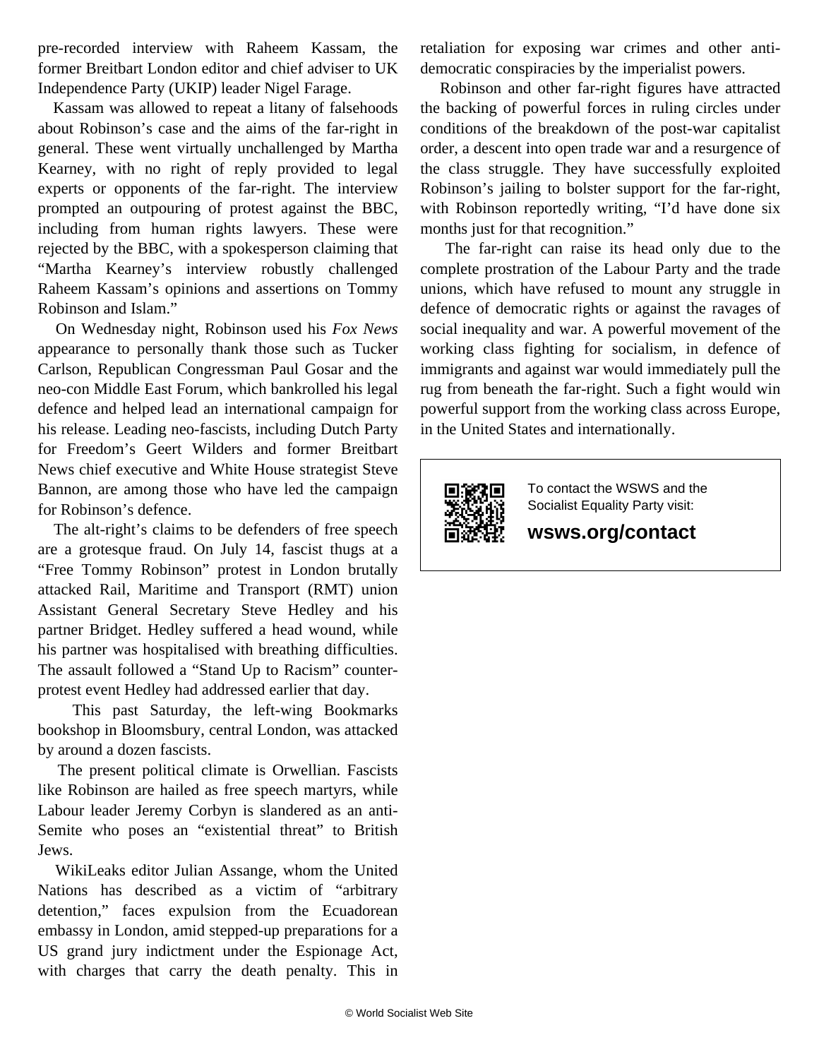pre-recorded interview with Raheem Kassam, the former Breitbart London editor and chief adviser to UK Independence Party (UKIP) leader Nigel Farage.

Kassam was allowed to repeat a litany of falsehoods about Robinson's case and the aims of the far-right in general. These went virtually unchallenged by Martha Kearney, with no right of reply provided to legal experts or opponents of the far-right. The interview prompted an outpouring of protest against the BBC, including from human rights lawyers. These were rejected by the BBC, with a spokesperson claiming that "Martha Kearney's interview robustly challenged Raheem Kassam's opinions and assertions on Tommy Robinson and Islam."

On Wednesday night, Robinson used his *Fox News* appearance to personally thank those such as Tucker Carlson, Republican Congressman Paul Gosar and the neo-con Middle East Forum, which bankrolled his legal defence and helped lead an international campaign for his release. Leading neo-fascists, including Dutch Party for Freedom's Geert Wilders and former Breitbart News chief executive and White House strategist Steve Bannon, are among those who have led the campaign for Robinson's defence.

The alt-right's claims to be defenders of free speech are a grotesque fraud. On July 14, fascist thugs at a "Free Tommy Robinson" protest in London brutally attacked Rail, Maritime and Transport (RMT) union Assistant General Secretary Steve Hedley and his partner Bridget. Hedley suffered a head wound, while his partner was hospitalised with breathing difficulties. The assault followed a "Stand Up to Racism" counter-protest event Hedley had addressed earlier that day.

This past Saturday, the left-wing Bookmarks bookshop in Bloomsbury, central London, was attacked by around a dozen fascists.

The present political climate is Orwellian. Fascists like Robinson are hailed as free speech martyrs, while Labour leader Jeremy Corbyn is slandered as an anti-Semite who poses an "existential threat" to British Jews.

WikiLeaks editor Julian Assange, whom the United Nations has described as a victim of "arbitrary detention," faces expulsion from the Ecuadorean embassy in London, amid stepped-up preparations for a US grand jury indictment under the Espionage Act, with charges that carry the death penalty. This in retaliation for exposing war crimes and other anti-democratic conspiracies by the imperialist powers.

Robinson and other far-right figures have attracted the backing of powerful forces in ruling circles under conditions of the breakdown of the post-war capitalist order, a descent into open trade war and a resurgence of the class struggle. They have successfully exploited Robinson's jailing to bolster support for the far-right, with Robinson reportedly writing, "I'd have done six months just for that recognition."

The far-right can raise its head only due to the complete prostration of the Labour Party and the trade unions, which have refused to mount any struggle in defence of democratic rights or against the ravages of social inequality and war. A powerful movement of the working class fighting for socialism, in defence of immigrants and against war would immediately pull the rug from beneath the far-right. Such a fight would win powerful support from the working class across Europe, in the United States and internationally.

To contact the WSWS and the Socialist Equality Party visit:

**wsws.org/contact**